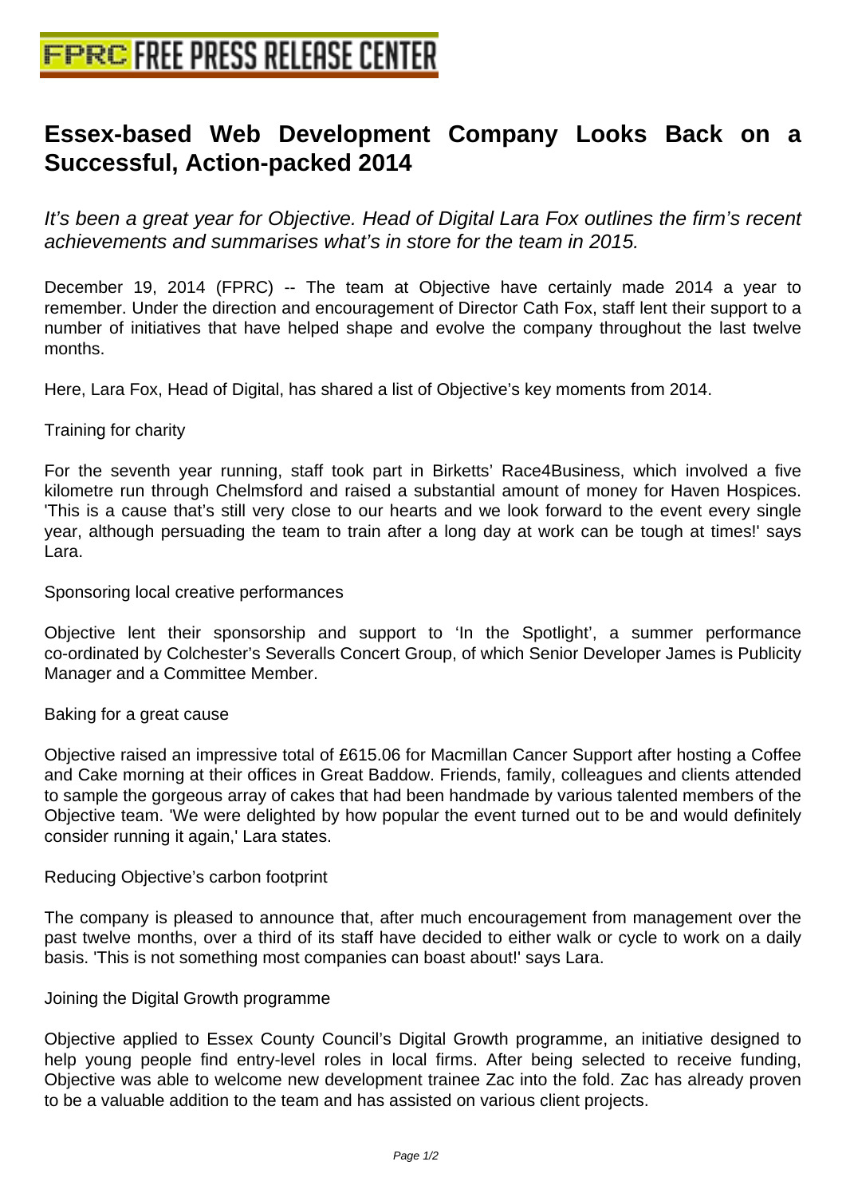# Essex-based Web Development Company Looks Back on a Successful, Action-packed 2014

*It's been a great year for Objective. Head of Digital Lara Fox outlines the firm's recent achievements and summarises what's in store for the team in 2015.*

December 19, 2014 (FPRC) -- The team at Objective have certainly made 2014 a year to remember. Under the direction and encouragement of Director Cath Fox, staff lent their support to a number of initiatives that have helped shape and evolve the company throughout the last twelve months.

Here, Lara Fox, Head of Digital, has shared a list of Objective's key moments from 2014.

Training for charity

For the seventh year running, staff took part in Birketts' Race4Business, which involved a five kilometre run through Chelmsford and raised a substantial amount of money for Haven Hospices. 'This is a cause that's still very close to our hearts and we look forward to the event every single year, although persuading the team to train after a long day at work can be tough at times!' says Lara.

Sponsoring local creative performances

Objective lent their sponsorship and support to 'In the Spotlight', a summer performance co-ordinated by Colchester's Severalls Concert Group, of which Senior Developer James is Publicity Manager and a Committee Member.

Baking for a great cause

Objective raised an impressive total of £615.06 for Macmillan Cancer Support after hosting a Coffee and Cake morning at their offices in Great Baddow. Friends, family, colleagues and clients attended to sample the gorgeous array of cakes that had been handmade by various talented members of the Objective team. 'We were delighted by how popular the event turned out to be and would definitely consider running it again,' Lara states.

Reducing Objective's carbon footprint

The company is pleased to announce that, after much encouragement from management over the past twelve months, over a third of its staff have decided to either walk or cycle to work on a daily basis. 'This is not something most companies can boast about!' says Lara.

Joining the Digital Growth programme

Objective applied to Essex County Council's Digital Growth programme, an initiative designed to help young people find entry-level roles in local firms. After being selected to receive funding, Objective was able to welcome new development trainee Zac into the fold. Zac has already proven to be a valuable addition to the team and has assisted on various client projects.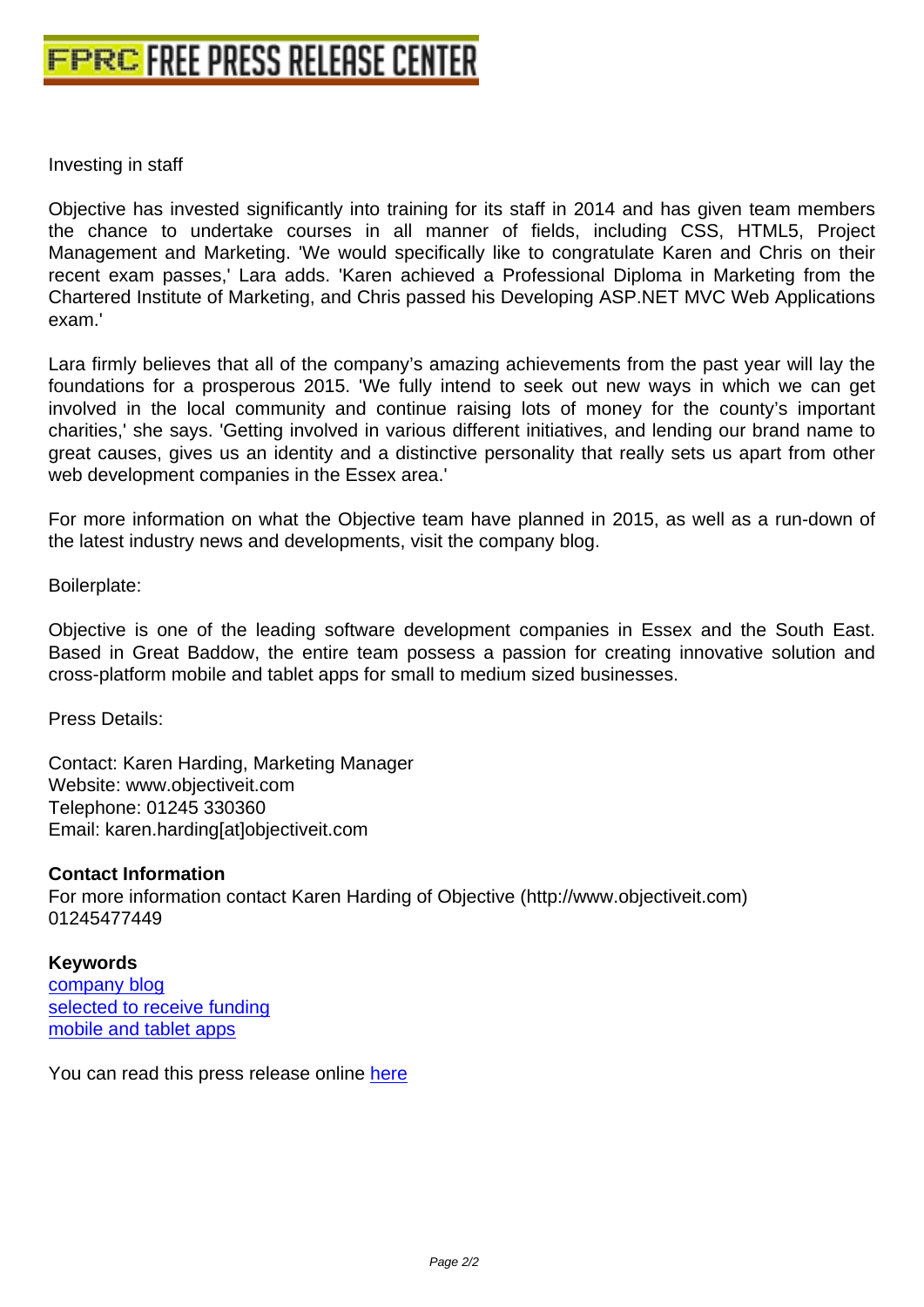Investing in staff

Objective has invested significantly into training for its staff in 2014 and has given team members the chance to undertake courses in all manner of fields, including CSS, HTML5, Project Management and Marketing. 'We would specifically like to congratulate Karen and Chris on their recent exam passes,' Lara adds. 'Karen achieved a Professional Diploma in Marketing from the Chartered Institute of Marketing, and Chris passed his Developing ASP.NET MVC Web Applications exam.'

Lara firmly believes that all of the company's amazing achievements from the past year will lay the foundations for a prosperous 2015. 'We fully intend to seek out new ways in which we can get involved in the local community and continue raising lots of money for the county's important charities,' she says. 'Getting involved in various different initiatives, and lending our brand name to great causes, gives us an identity and a distinctive personality that really sets us apart from other web development companies in the Essex area.'

For more information on what the Objective team have planned in 2015, as well as a run-down of the latest industry news and developments, visit the company blog.

Boilerplate:

Objective is one of the leading software development companies in Essex and the South East. Based in Great Baddow, the entire team possess a passion for creating innovative solution and cross-platform mobile and tablet apps for small to medium sized businesses.

Press Details:

Contact: Karen Harding, Marketing Manager
Website: www.objectiveit.com
Telephone: 01245 330360
Email: karen.harding[at]objectiveit.com

**Contact Information**
For more information contact Karen Harding of Objective (http://www.objectiveit.com)
01245477449

**Keywords**
company blog
selected to receive funding
mobile and tablet apps

You can read this press release online here